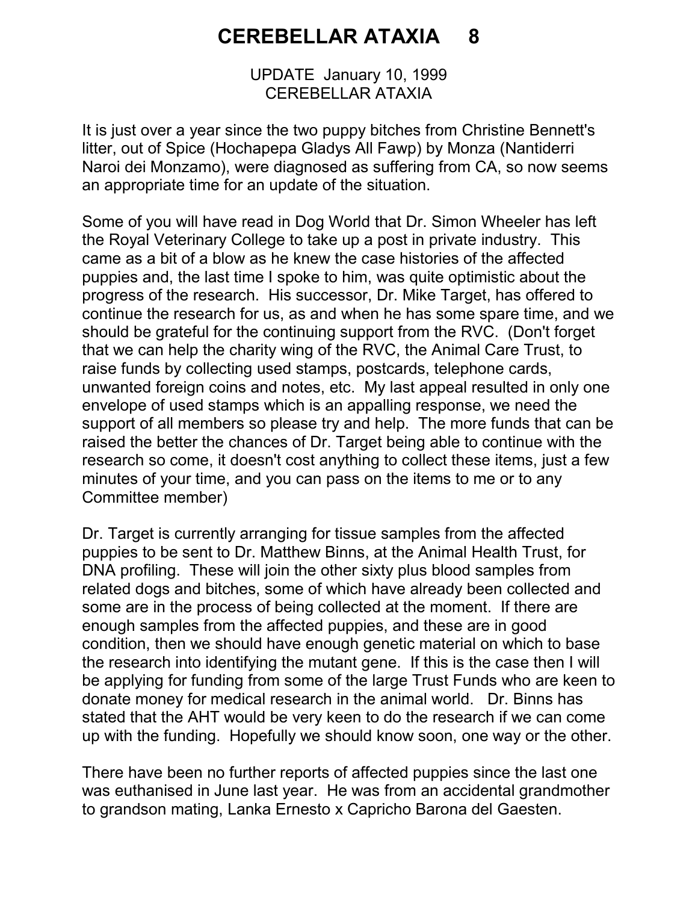# CEREBELLAR ATAXIA 8

UPDATE January 10, 1999
CEREBELLAR ATAXIA

It is just over a year since the two puppy bitches from Christine Bennett's litter, out of Spice (Hochapepa Gladys All Fawp) by Monza (Nantiderri Naroi dei Monzamo), were diagnosed as suffering from CA, so now seems an appropriate time for an update of the situation.

Some of you will have read in Dog World that Dr. Simon Wheeler has left the Royal Veterinary College to take up a post in private industry. This came as a bit of a blow as he knew the case histories of the affected puppies and, the last time I spoke to him, was quite optimistic about the progress of the research. His successor, Dr. Mike Target, has offered to continue the research for us, as and when he has some spare time, and we should be grateful for the continuing support from the RVC. (Don't forget that we can help the charity wing of the RVC, the Animal Care Trust, to raise funds by collecting used stamps, postcards, telephone cards, unwanted foreign coins and notes, etc. My last appeal resulted in only one envelope of used stamps which is an appalling response, we need the support of all members so please try and help. The more funds that can be raised the better the chances of Dr. Target being able to continue with the research so come, it doesn't cost anything to collect these items, just a few minutes of your time, and you can pass on the items to me or to any Committee member)

Dr. Target is currently arranging for tissue samples from the affected puppies to be sent to Dr. Matthew Binns, at the Animal Health Trust, for DNA profiling. These will join the other sixty plus blood samples from related dogs and bitches, some of which have already been collected and some are in the process of being collected at the moment. If there are enough samples from the affected puppies, and these are in good condition, then we should have enough genetic material on which to base the research into identifying the mutant gene. If this is the case then I will be applying for funding from some of the large Trust Funds who are keen to donate money for medical research in the animal world. Dr. Binns has stated that the AHT would be very keen to do the research if we can come up with the funding. Hopefully we should know soon, one way or the other.

There have been no further reports of affected puppies since the last one was euthanised in June last year. He was from an accidental grandmother to grandson mating, Lanka Ernesto x Capricho Barona del Gaesten.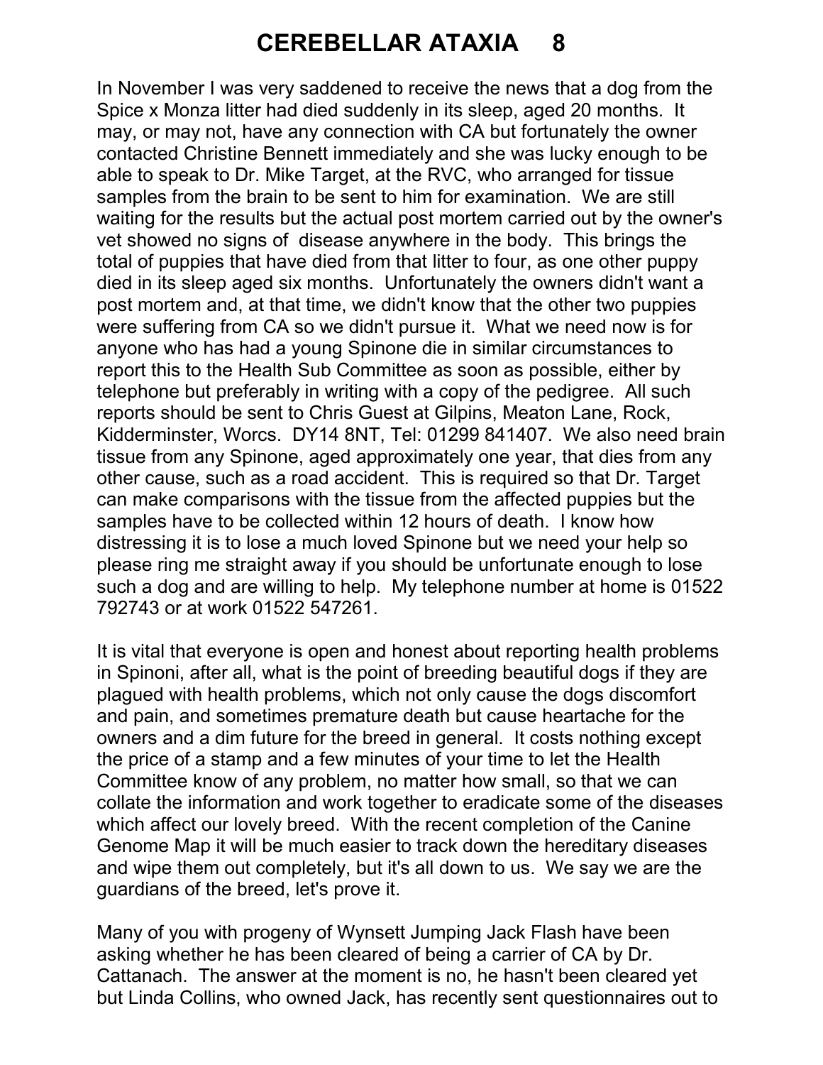# CEREBELLAR ATAXIA 8

In November I was very saddened to receive the news that a dog from the Spice x Monza litter had died suddenly in its sleep, aged 20 months. It may, or may not, have any connection with CA but fortunately the owner contacted Christine Bennett immediately and she was lucky enough to be able to speak to Dr. Mike Target, at the RVC, who arranged for tissue samples from the brain to be sent to him for examination. We are still waiting for the results but the actual post mortem carried out by the owner's vet showed no signs of disease anywhere in the body. This brings the total of puppies that have died from that litter to four, as one other puppy died in its sleep aged six months. Unfortunately the owners didn't want a post mortem and, at that time, we didn't know that the other two puppies were suffering from CA so we didn't pursue it. What we need now is for anyone who has had a young Spinone die in similar circumstances to report this to the Health Sub Committee as soon as possible, either by telephone but preferably in writing with a copy of the pedigree. All such reports should be sent to Chris Guest at Gilpins, Meaton Lane, Rock, Kidderminster, Worcs. DY14 8NT, Tel: 01299 841407. We also need brain tissue from any Spinone, aged approximately one year, that dies from any other cause, such as a road accident. This is required so that Dr. Target can make comparisons with the tissue from the affected puppies but the samples have to be collected within 12 hours of death. I know how distressing it is to lose a much loved Spinone but we need your help so please ring me straight away if you should be unfortunate enough to lose such a dog and are willing to help. My telephone number at home is 01522 792743 or at work 01522 547261.

It is vital that everyone is open and honest about reporting health problems in Spinoni, after all, what is the point of breeding beautiful dogs if they are plagued with health problems, which not only cause the dogs discomfort and pain, and sometimes premature death but cause heartache for the owners and a dim future for the breed in general. It costs nothing except the price of a stamp and a few minutes of your time to let the Health Committee know of any problem, no matter how small, so that we can collate the information and work together to eradicate some of the diseases which affect our lovely breed. With the recent completion of the Canine Genome Map it will be much easier to track down the hereditary diseases and wipe them out completely, but it's all down to us. We say we are the guardians of the breed, let's prove it.

Many of you with progeny of Wynsett Jumping Jack Flash have been asking whether he has been cleared of being a carrier of CA by Dr. Cattanach. The answer at the moment is no, he hasn't been cleared yet but Linda Collins, who owned Jack, has recently sent questionnaires out to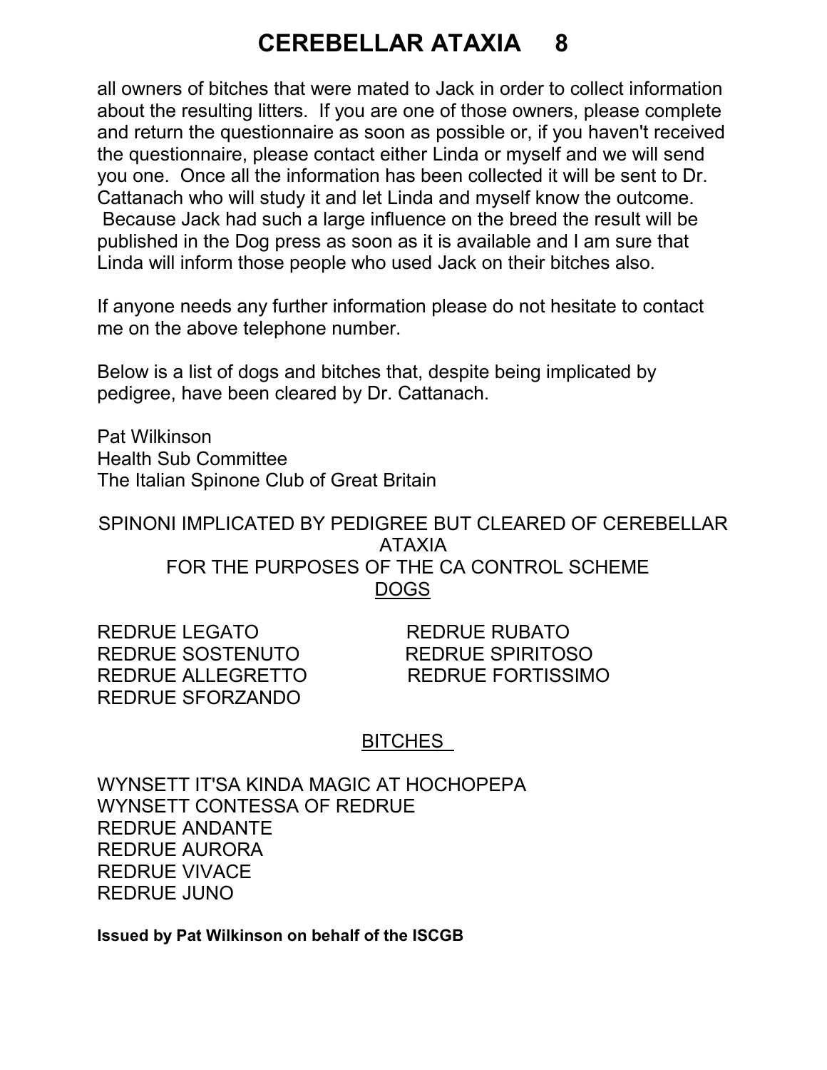all owners of bitches that were mated to Jack in order to collect information about the resulting litters. If you are one of those owners, please complete and return the questionnaire as soon as possible or, if you haven't received the questionnaire, please contact either Linda or myself and we will send you one. Once all the information has been collected it will be sent to Dr. Cattanach who will study it and let Linda and myself know the outcome. Because Jack had such a large influence on the breed the result will be published in the Dog press as soon as it is available and I am sure that Linda will inform those people who used Jack on their bitches also.

If anyone needs any further information please do not hesitate to contact me on the above telephone number.

Below is a list of dogs and bitches that, despite being implicated by pedigree, have been cleared by Dr. Cattanach.

Pat Wilkinson
Health Sub Committee
The Italian Spinone Club of Great Britain

SPINONI IMPLICATED BY PEDIGREE BUT CLEARED OF CEREBELLAR ATAXIA
FOR THE PURPOSES OF THE CA CONTROL SCHEME

DOGS

REDRUE LEGATO
REDRUE RUBATO
REDRUE SOSTENUTO
REDRUE SPIRITOSO
REDRUE ALLEGRETTO
REDRUE FORTISSIMO
REDRUE SFORZANDO

BITCHES

WYNSETT IT'SA KINDA MAGIC AT HOCHOPEPA
WYNSETT CONTESSA OF REDRUE
REDRUE ANDANTE
REDRUE AURORA
REDRUE VIVACE
REDRUE JUNO

**Issued by Pat Wilkinson on behalf of the ISCGB**